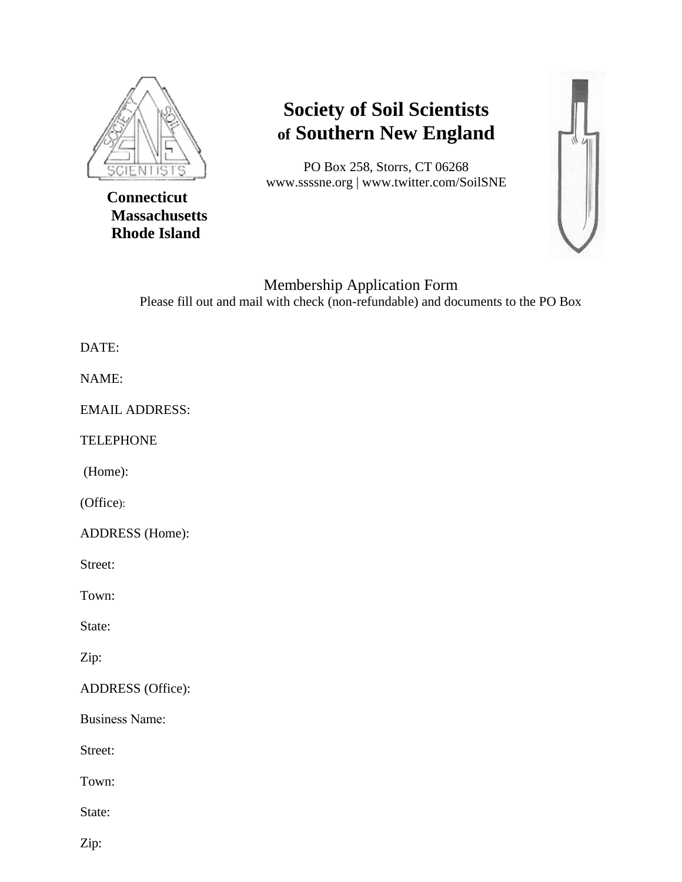# Society of Soil Scientists of Southern New England

PO Box 258, Storrs, CT 06268
www.ssssne.org | www.twitter.com/SoilSNE

**Connecticut**
**Massachusetts**
**Rhode Island**

## Membership Application Form

Please fill out and mail with check (non-refundable) and documents to the PO Box

DATE:

NAME:

EMAIL ADDRESS:

TELEPHONE

(Home):

(Office):

ADDRESS (Home):

Street:

Town:

State:

Zip:

ADDRESS (Office):

Business Name:

Street:

Town:

State:

Zip: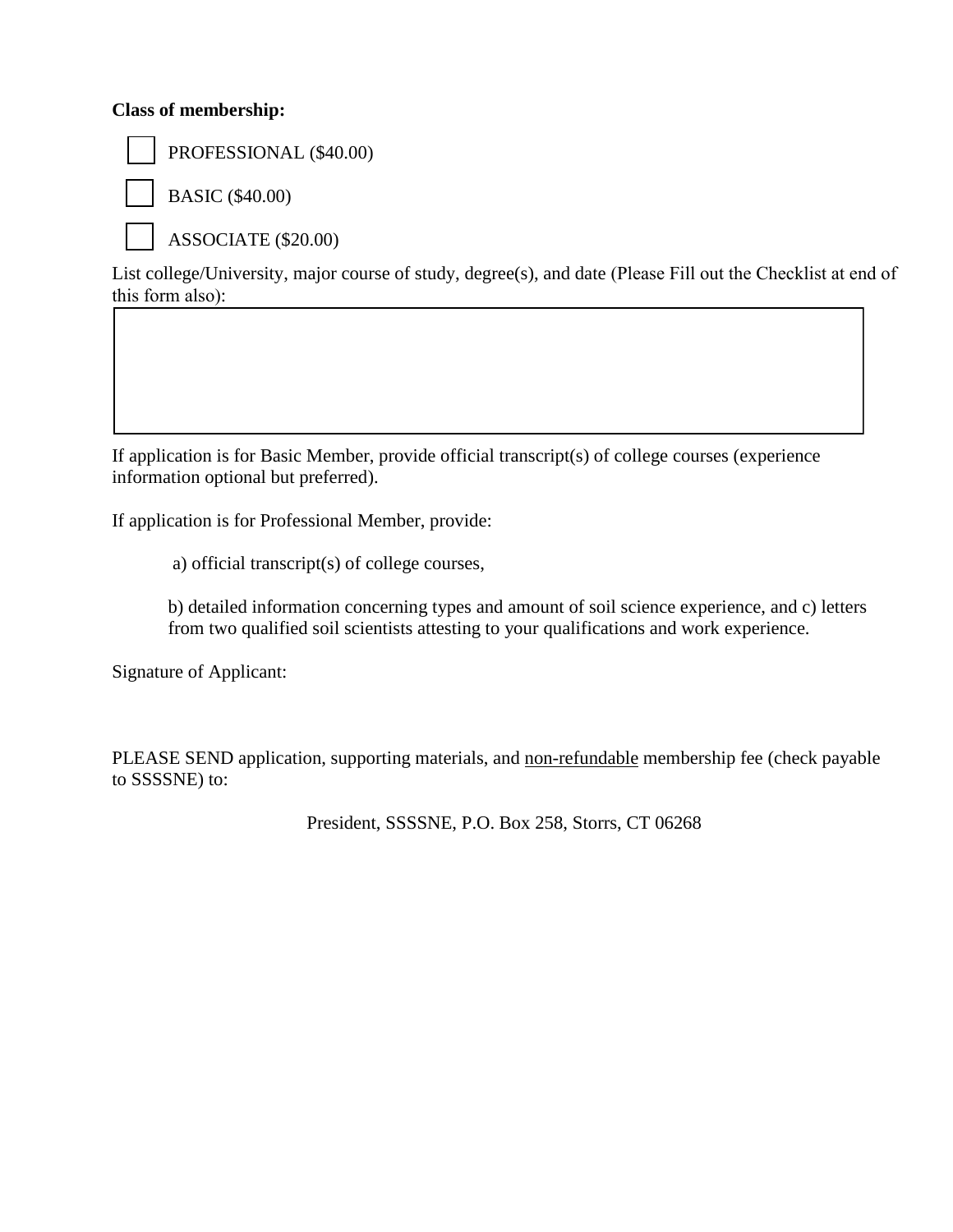**Class of membership:**

- [ ] PROFESSIONAL ($40.00)
- [ ] BASIC ($40.00)
- [ ] ASSOCIATE ($20.00)

List college/University, major course of study, degree(s), and date (Please Fill out the Checklist at end of this form also):

| |
|---|
| |

If application is for Basic Member, provide official transcript(s) of college courses (experience information optional but preferred).

If application is for Professional Member, provide:

a) official transcript(s) of college courses,

b) detailed information concerning types and amount of soil science experience, and c) letters from two qualified soil scientists attesting to your qualifications and work experience.

Signature of Applicant:

PLEASE SEND application, supporting materials, and <u>non-refundable</u> membership fee (check payable to SSSSNE) to:

President, SSSSNE, P.O. Box 258, Storrs, CT 06268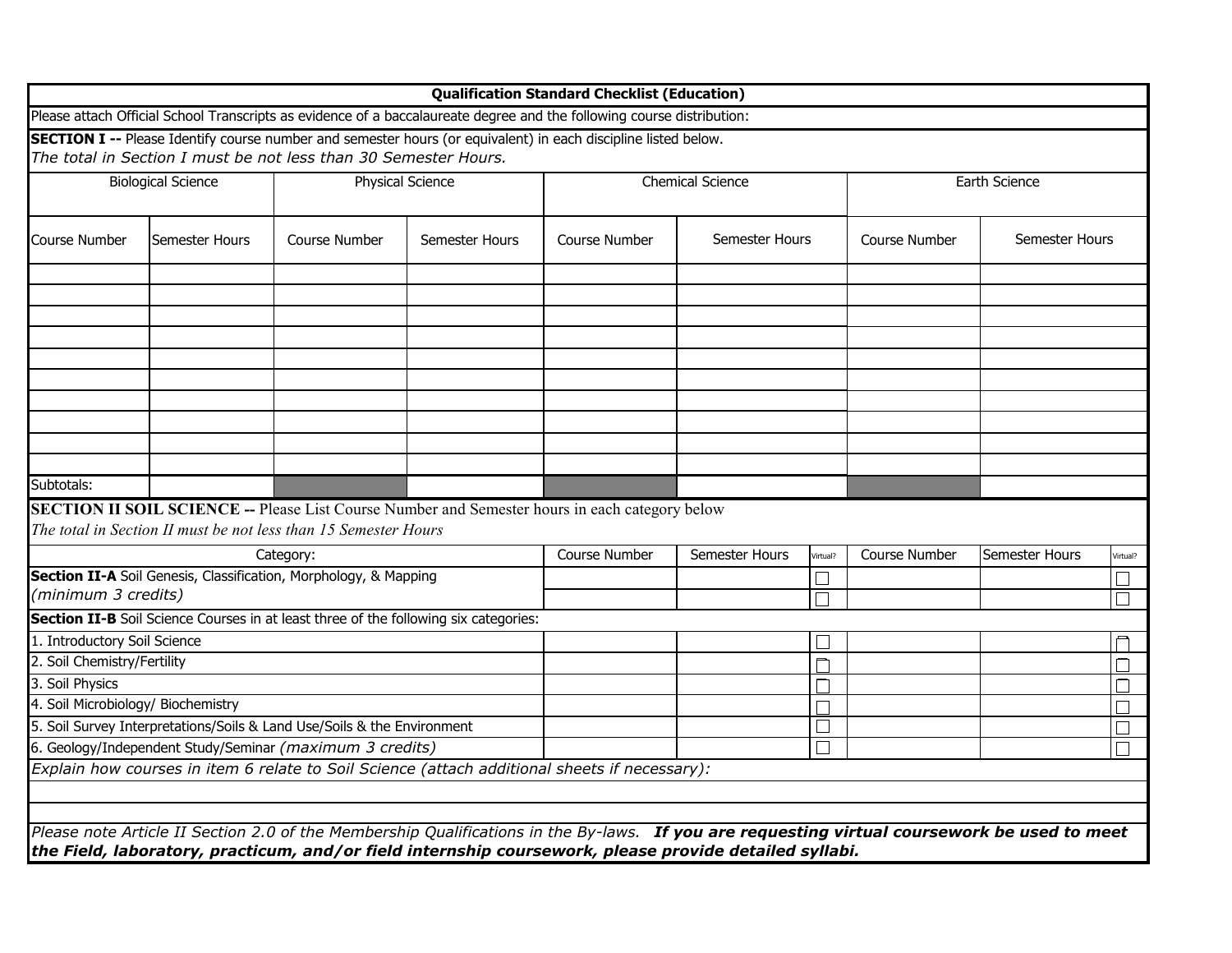**Qualification Standard Checklist (Education)**

Please attach Official School Transcripts as evidence of a baccalaureate degree and the following course distribution:

**SECTION I --** Please Identify course number and semester hours (or equivalent) in each discipline listed below.
*The total in Section I must be not less than 30 Semester Hours.*

| Biological Science | | Physical Science | | Chemical Science | | Earth Science | |
|---|---|---|---|---|---|---|---|
| Course Number | Semester Hours | Course Number | Semester Hours | Course Number | Semester Hours | Course Number | Semester Hours |
| | | | | | | | |
| | | | | | | | |
| | | | | | | | |
| | | | | | | | |
| | | | | | | | |
| | | | | | | | |
| | | | | | | | |
| | | | | | | | |
| | | | | | | | |
| | | | | | | | |
| Subtotals: | | | | | | | |

**SECTION II SOIL SCIENCE --** Please List Course Number and Semester hours in each category below
*The total in Section II must be not less than 15 Semester Hours*

| Category: | Course Number | Semester Hours | Virtual? | Course Number | Semester Hours | Virtual? |
|---|---|---|---|---|---|---|
| **Section II-A** Soil Genesis, Classification, Morphology, & Mapping *(minimum 3 credits)* | | | ☐ | | | ☐ |
| | | | ☐ | | | ☐ |
| **Section II-B** Soil Science Courses in at least three of the following six categories: | | | | | | |
| 1. Introductory Soil Science | | | ☐ | | | ☐ |
| 2. Soil Chemistry/Fertility | | | ☐ | | | ☐ |
| 3. Soil Physics | | | ☐ | | | ☐ |
| 4. Soil Microbiology/ Biochemistry | | | ☐ | | | ☐ |
| 5. Soil Survey Interpretations/Soils & Land Use/Soils & the Environment | | | ☐ | | | ☐ |
| 6. Geology/Independent Study/Seminar *(maximum 3 credits)* | | | ☐ | | | ☐ |

*Explain how courses in item 6 relate to Soil Science (attach additional sheets if necessary):*

*Please note Article II Section 2.0 of the Membership Qualifications in the By-laws.* ***If you are requesting virtual coursework be used to meet the Field, laboratory, practicum, and/or field internship coursework, please provide detailed syllabi.***